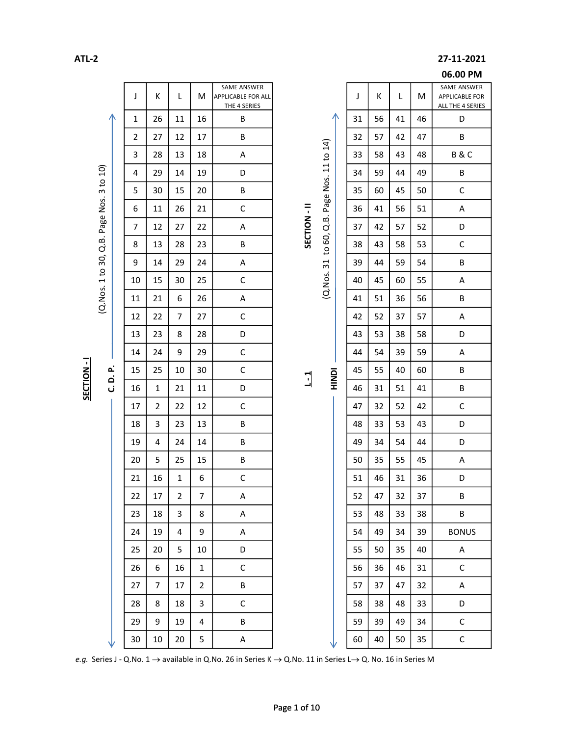ATL-2

27-11-2021

06.00 PM

**SECTION - I** — **C. D. P.** (Q.Nos. 1 to 30, Q.B. Page Nos. 3 to 10)

| J | K | L | M | SAME ANSWER APPLICABLE FOR ALL THE 4 SERIES |
|---|---|---|---|---|
| 1 | 26 | 11 | 16 | B |
| 2 | 27 | 12 | 17 | B |
| 3 | 28 | 13 | 18 | A |
| 4 | 29 | 14 | 19 | D |
| 5 | 30 | 15 | 20 | B |
| 6 | 11 | 26 | 21 | C |
| 7 | 12 | 27 | 22 | A |
| 8 | 13 | 28 | 23 | B |
| 9 | 14 | 29 | 24 | A |
| 10 | 15 | 30 | 25 | C |
| 11 | 21 | 6 | 26 | A |
| 12 | 22 | 7 | 27 | C |
| 13 | 23 | 8 | 28 | D |
| 14 | 24 | 9 | 29 | C |
| 15 | 25 | 10 | 30 | C |
| 16 | 1 | 21 | 11 | D |
| 17 | 2 | 22 | 12 | C |
| 18 | 3 | 23 | 13 | B |
| 19 | 4 | 24 | 14 | B |
| 20 | 5 | 25 | 15 | B |
| 21 | 16 | 1 | 6 | C |
| 22 | 17 | 2 | 7 | A |
| 23 | 18 | 3 | 8 | A |
| 24 | 19 | 4 | 9 | A |
| 25 | 20 | 5 | 10 | D |
| 26 | 6 | 16 | 1 | C |
| 27 | 7 | 17 | 2 | B |
| 28 | 8 | 18 | 3 | C |
| 29 | 9 | 19 | 4 | B |
| 30 | 10 | 20 | 5 | A |

**SECTION - II** — **L-1** — **HINDI** (Q.Nos. 31 to 60, Q.B. Page Nos. 11 to 14)

| J | K | L | M | SAME ANSWER APPLICABLE FOR ALL THE 4 SERIES |
|---|---|---|---|---|
| 31 | 56 | 41 | 46 | D |
| 32 | 57 | 42 | 47 | B |
| 33 | 58 | 43 | 48 | B & C |
| 34 | 59 | 44 | 49 | B |
| 35 | 60 | 45 | 50 | C |
| 36 | 41 | 56 | 51 | A |
| 37 | 42 | 57 | 52 | D |
| 38 | 43 | 58 | 53 | C |
| 39 | 44 | 59 | 54 | B |
| 40 | 45 | 60 | 55 | A |
| 41 | 51 | 36 | 56 | B |
| 42 | 52 | 37 | 57 | A |
| 43 | 53 | 38 | 58 | D |
| 44 | 54 | 39 | 59 | A |
| 45 | 55 | 40 | 60 | B |
| 46 | 31 | 51 | 41 | B |
| 47 | 32 | 52 | 42 | C |
| 48 | 33 | 53 | 43 | D |
| 49 | 34 | 54 | 44 | D |
| 50 | 35 | 55 | 45 | A |
| 51 | 46 | 31 | 36 | D |
| 52 | 47 | 32 | 37 | B |
| 53 | 48 | 33 | 38 | B |
| 54 | 49 | 34 | 39 | BONUS |
| 55 | 50 | 35 | 40 | A |
| 56 | 36 | 46 | 31 | C |
| 57 | 37 | 47 | 32 | A |
| 58 | 38 | 48 | 33 | D |
| 59 | 39 | 49 | 34 | C |
| 60 | 40 | 50 | 35 | C |

*e.g.* Series J - Q.No. 1 → available in Q.No. 26 in Series K → Q.No. 11 in Series L → Q. No. 16 in Series M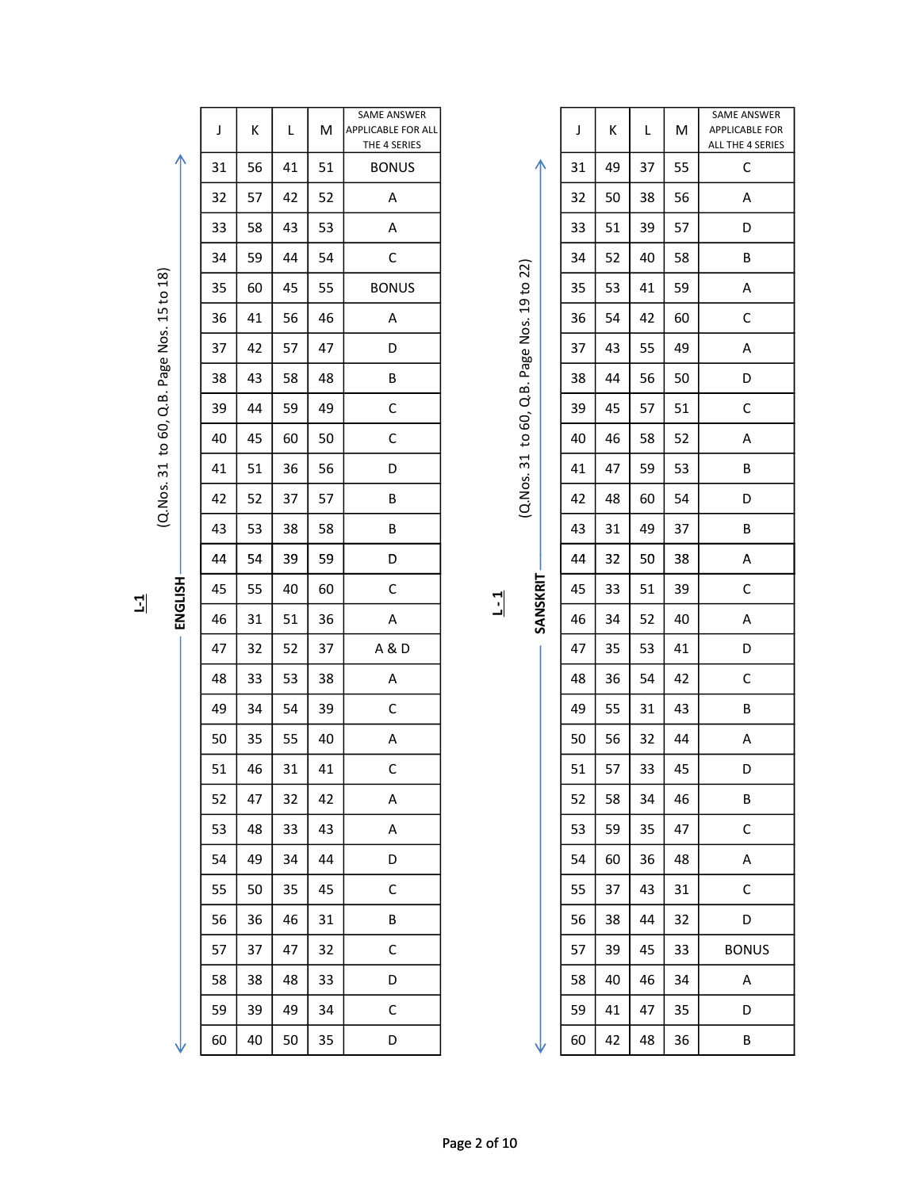## L-1 ENGLISH (Q.Nos. 31 to 60, Q.B. Page Nos. 15 to 18)

| J | K | L | M | SAME ANSWER APPLICABLE FOR ALL THE 4 SERIES |
|---|---|---|---|---|
| 31 | 56 | 41 | 51 | BONUS |
| 32 | 57 | 42 | 52 | A |
| 33 | 58 | 43 | 53 | A |
| 34 | 59 | 44 | 54 | C |
| 35 | 60 | 45 | 55 | BONUS |
| 36 | 41 | 56 | 46 | A |
| 37 | 42 | 57 | 47 | D |
| 38 | 43 | 58 | 48 | B |
| 39 | 44 | 59 | 49 | C |
| 40 | 45 | 60 | 50 | C |
| 41 | 51 | 36 | 56 | D |
| 42 | 52 | 37 | 57 | B |
| 43 | 53 | 38 | 58 | B |
| 44 | 54 | 39 | 59 | D |
| 45 | 55 | 40 | 60 | C |
| 46 | 31 | 51 | 36 | A |
| 47 | 32 | 52 | 37 | A & D |
| 48 | 33 | 53 | 38 | A |
| 49 | 34 | 54 | 39 | C |
| 50 | 35 | 55 | 40 | A |
| 51 | 46 | 31 | 41 | C |
| 52 | 47 | 32 | 42 | A |
| 53 | 48 | 33 | 43 | A |
| 54 | 49 | 34 | 44 | D |
| 55 | 50 | 35 | 45 | C |
| 56 | 36 | 46 | 31 | B |
| 57 | 37 | 47 | 32 | C |
| 58 | 38 | 48 | 33 | D |
| 59 | 39 | 49 | 34 | C |
| 60 | 40 | 50 | 35 | D |

## L-1 SANSKRIT (Q.Nos. 31 to 60, Q.B. Page Nos. 19 to 22)

| J | K | L | M | SAME ANSWER APPLICABLE FOR ALL THE 4 SERIES |
|---|---|---|---|---|
| 31 | 49 | 37 | 55 | C |
| 32 | 50 | 38 | 56 | A |
| 33 | 51 | 39 | 57 | D |
| 34 | 52 | 40 | 58 | B |
| 35 | 53 | 41 | 59 | A |
| 36 | 54 | 42 | 60 | C |
| 37 | 43 | 55 | 49 | A |
| 38 | 44 | 56 | 50 | D |
| 39 | 45 | 57 | 51 | C |
| 40 | 46 | 58 | 52 | A |
| 41 | 47 | 59 | 53 | B |
| 42 | 48 | 60 | 54 | D |
| 43 | 31 | 49 | 37 | B |
| 44 | 32 | 50 | 38 | A |
| 45 | 33 | 51 | 39 | C |
| 46 | 34 | 52 | 40 | A |
| 47 | 35 | 53 | 41 | D |
| 48 | 36 | 54 | 42 | C |
| 49 | 55 | 31 | 43 | B |
| 50 | 56 | 32 | 44 | A |
| 51 | 57 | 33 | 45 | D |
| 52 | 58 | 34 | 46 | B |
| 53 | 59 | 35 | 47 | C |
| 54 | 60 | 36 | 48 | A |
| 55 | 37 | 43 | 31 | C |
| 56 | 38 | 44 | 32 | D |
| 57 | 39 | 45 | 33 | BONUS |
| 58 | 40 | 46 | 34 | A |
| 59 | 41 | 47 | 35 | D |
| 60 | 42 | 48 | 36 | B |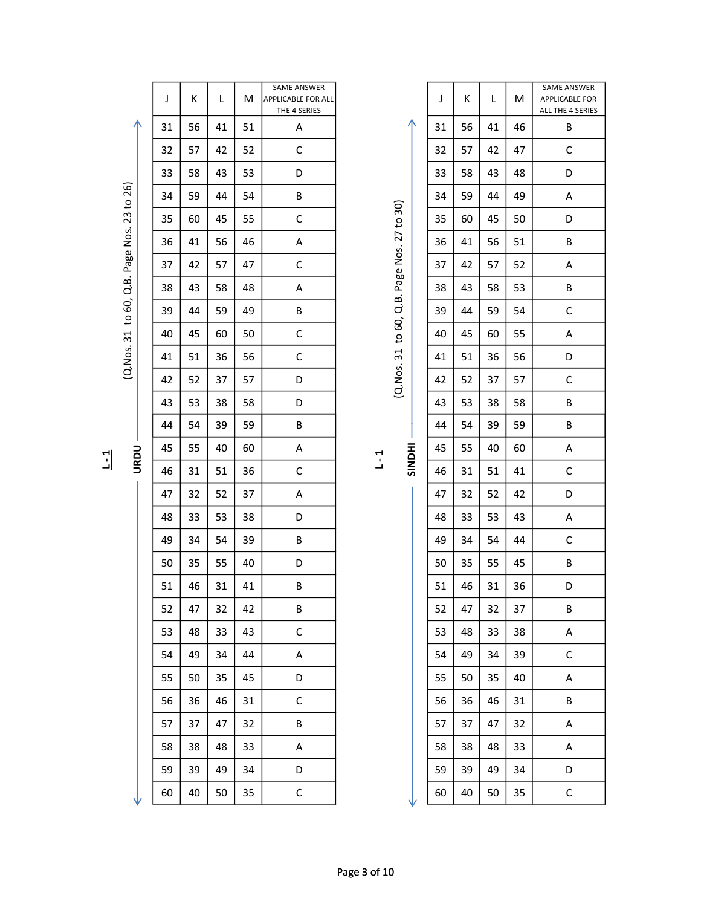## L-1 URDU (Q.Nos. 31 to 60, Q.B. Page Nos. 23 to 26)

| J | K | L | M | SAME ANSWER APPLICABLE FOR ALL THE 4 SERIES |
|---|---|---|---|---|
| 31 | 56 | 41 | 51 | A |
| 32 | 57 | 42 | 52 | C |
| 33 | 58 | 43 | 53 | D |
| 34 | 59 | 44 | 54 | B |
| 35 | 60 | 45 | 55 | C |
| 36 | 41 | 56 | 46 | A |
| 37 | 42 | 57 | 47 | C |
| 38 | 43 | 58 | 48 | A |
| 39 | 44 | 59 | 49 | B |
| 40 | 45 | 60 | 50 | C |
| 41 | 51 | 36 | 56 | C |
| 42 | 52 | 37 | 57 | D |
| 43 | 53 | 38 | 58 | D |
| 44 | 54 | 39 | 59 | B |
| 45 | 55 | 40 | 60 | A |
| 46 | 31 | 51 | 36 | C |
| 47 | 32 | 52 | 37 | A |
| 48 | 33 | 53 | 38 | D |
| 49 | 34 | 54 | 39 | B |
| 50 | 35 | 55 | 40 | D |
| 51 | 46 | 31 | 41 | B |
| 52 | 47 | 32 | 42 | B |
| 53 | 48 | 33 | 43 | C |
| 54 | 49 | 34 | 44 | A |
| 55 | 50 | 35 | 45 | D |
| 56 | 36 | 46 | 31 | C |
| 57 | 37 | 47 | 32 | B |
| 58 | 38 | 48 | 33 | A |
| 59 | 39 | 49 | 34 | D |
| 60 | 40 | 50 | 35 | C |

## L-1 SINDHI (Q.Nos. 31 to 60, Q.B. Page Nos. 27 to 30)

| J | K | L | M | SAME ANSWER APPLICABLE FOR ALL THE 4 SERIES |
|---|---|---|---|---|
| 31 | 56 | 41 | 46 | B |
| 32 | 57 | 42 | 47 | C |
| 33 | 58 | 43 | 48 | D |
| 34 | 59 | 44 | 49 | A |
| 35 | 60 | 45 | 50 | D |
| 36 | 41 | 56 | 51 | B |
| 37 | 42 | 57 | 52 | A |
| 38 | 43 | 58 | 53 | B |
| 39 | 44 | 59 | 54 | C |
| 40 | 45 | 60 | 55 | A |
| 41 | 51 | 36 | 56 | D |
| 42 | 52 | 37 | 57 | C |
| 43 | 53 | 38 | 58 | B |
| 44 | 54 | 39 | 59 | B |
| 45 | 55 | 40 | 60 | A |
| 46 | 31 | 51 | 41 | C |
| 47 | 32 | 52 | 42 | D |
| 48 | 33 | 53 | 43 | A |
| 49 | 34 | 54 | 44 | C |
| 50 | 35 | 55 | 45 | B |
| 51 | 46 | 31 | 36 | D |
| 52 | 47 | 32 | 37 | B |
| 53 | 48 | 33 | 38 | A |
| 54 | 49 | 34 | 39 | C |
| 55 | 50 | 35 | 40 | A |
| 56 | 36 | 46 | 31 | B |
| 57 | 37 | 47 | 32 | A |
| 58 | 38 | 48 | 33 | A |
| 59 | 39 | 49 | 34 | D |
| 60 | 40 | 50 | 35 | C |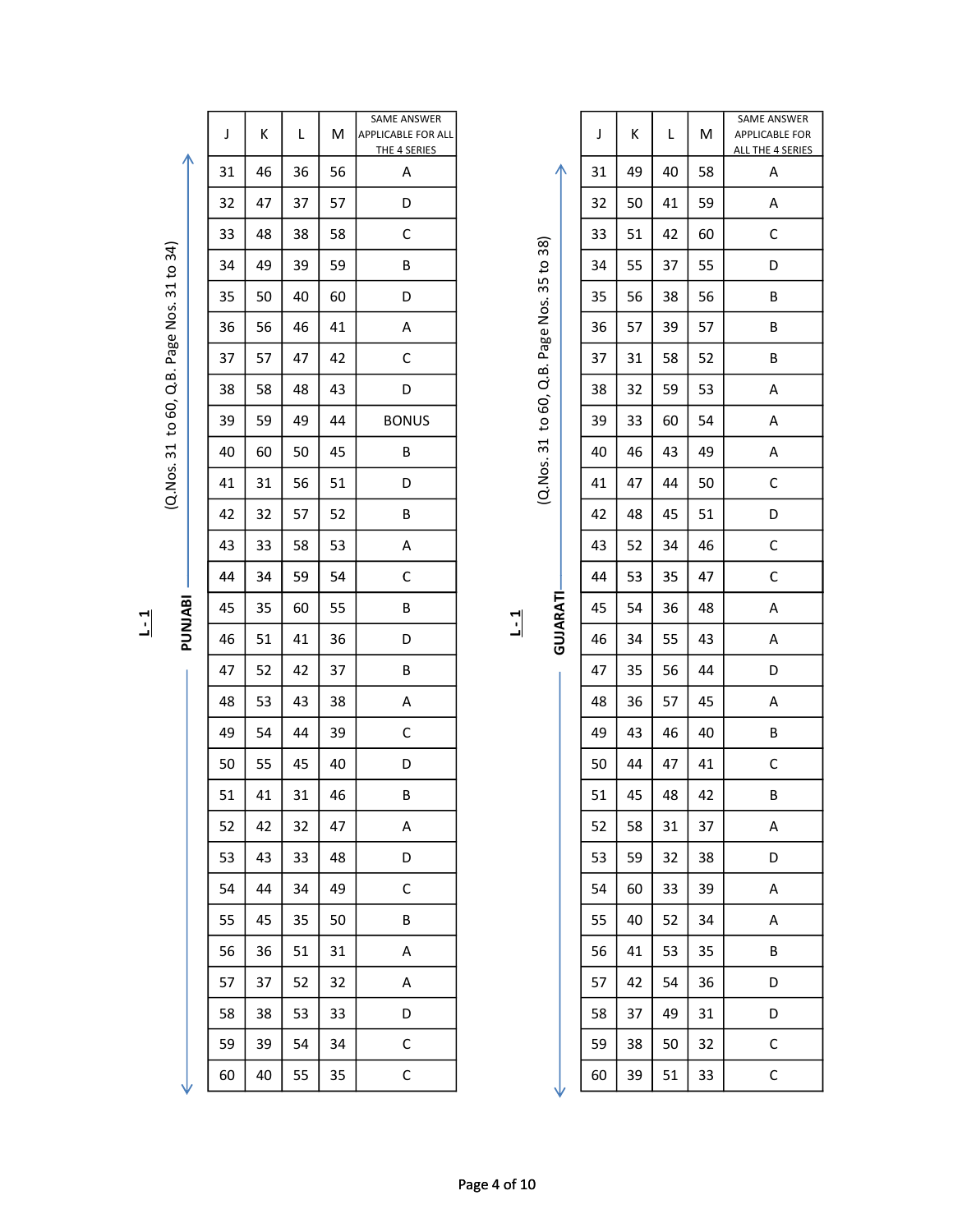## L - 1 PUNJABI (Q.Nos. 31 to 60, Q.B. Page Nos. 31 to 34)

| J | K | L | M | SAME ANSWER APPLICABLE FOR ALL THE 4 SERIES |
|---|---|---|---|---|
| 31 | 46 | 36 | 56 | A |
| 32 | 47 | 37 | 57 | D |
| 33 | 48 | 38 | 58 | C |
| 34 | 49 | 39 | 59 | B |
| 35 | 50 | 40 | 60 | D |
| 36 | 56 | 46 | 41 | A |
| 37 | 57 | 47 | 42 | C |
| 38 | 58 | 48 | 43 | D |
| 39 | 59 | 49 | 44 | BONUS |
| 40 | 60 | 50 | 45 | B |
| 41 | 31 | 56 | 51 | D |
| 42 | 32 | 57 | 52 | B |
| 43 | 33 | 58 | 53 | A |
| 44 | 34 | 59 | 54 | C |
| 45 | 35 | 60 | 55 | B |
| 46 | 51 | 41 | 36 | D |
| 47 | 52 | 42 | 37 | B |
| 48 | 53 | 43 | 38 | A |
| 49 | 54 | 44 | 39 | C |
| 50 | 55 | 45 | 40 | D |
| 51 | 41 | 31 | 46 | B |
| 52 | 42 | 32 | 47 | A |
| 53 | 43 | 33 | 48 | D |
| 54 | 44 | 34 | 49 | C |
| 55 | 45 | 35 | 50 | B |
| 56 | 36 | 51 | 31 | A |
| 57 | 37 | 52 | 32 | A |
| 58 | 38 | 53 | 33 | D |
| 59 | 39 | 54 | 34 | C |
| 60 | 40 | 55 | 35 | C |

## L - 1 GUJARATI (Q.Nos. 31 to 60, Q.B. Page Nos. 35 to 38)

| J | K | L | M | SAME ANSWER APPLICABLE FOR ALL THE 4 SERIES |
|---|---|---|---|---|
| 31 | 49 | 40 | 58 | A |
| 32 | 50 | 41 | 59 | A |
| 33 | 51 | 42 | 60 | C |
| 34 | 55 | 37 | 55 | D |
| 35 | 56 | 38 | 56 | B |
| 36 | 57 | 39 | 57 | B |
| 37 | 31 | 58 | 52 | B |
| 38 | 32 | 59 | 53 | A |
| 39 | 33 | 60 | 54 | A |
| 40 | 46 | 43 | 49 | A |
| 41 | 47 | 44 | 50 | C |
| 42 | 48 | 45 | 51 | D |
| 43 | 52 | 34 | 46 | C |
| 44 | 53 | 35 | 47 | C |
| 45 | 54 | 36 | 48 | A |
| 46 | 34 | 55 | 43 | A |
| 47 | 35 | 56 | 44 | D |
| 48 | 36 | 57 | 45 | A |
| 49 | 43 | 46 | 40 | B |
| 50 | 44 | 47 | 41 | C |
| 51 | 45 | 48 | 42 | B |
| 52 | 58 | 31 | 37 | A |
| 53 | 59 | 32 | 38 | D |
| 54 | 60 | 33 | 39 | A |
| 55 | 40 | 52 | 34 | A |
| 56 | 41 | 53 | 35 | B |
| 57 | 42 | 54 | 36 | D |
| 58 | 37 | 49 | 31 | D |
| 59 | 38 | 50 | 32 | C |
| 60 | 39 | 51 | 33 | C |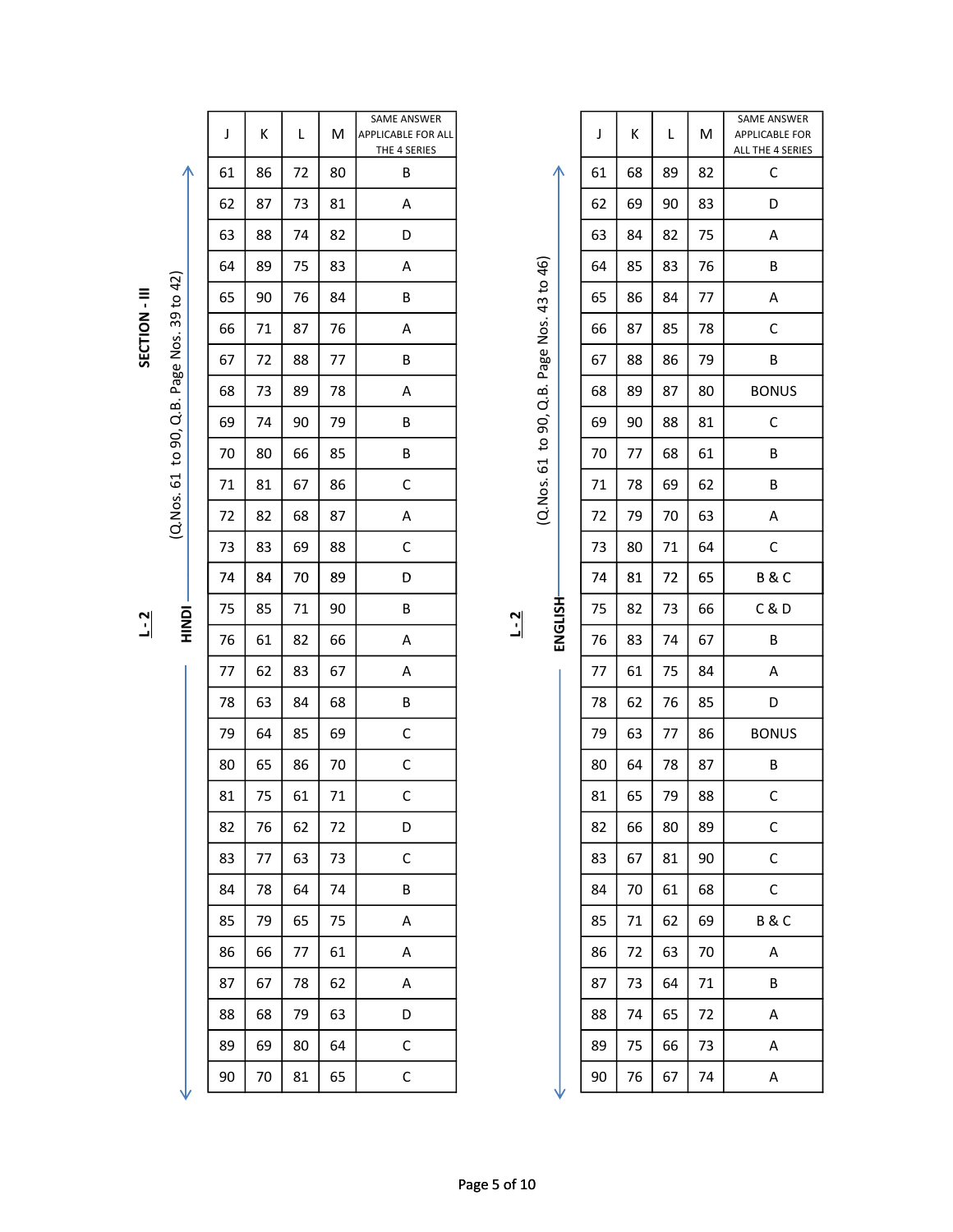## SECTION - III

### L - 2 HINDI (Q.Nos. 61 to 90, Q.B. Page Nos. 39 to 42)

| J | K | L | M | SAME ANSWER APPLICABLE FOR ALL THE 4 SERIES |
|---|---|---|---|---|
| 61 | 86 | 72 | 80 | B |
| 62 | 87 | 73 | 81 | A |
| 63 | 88 | 74 | 82 | D |
| 64 | 89 | 75 | 83 | A |
| 65 | 90 | 76 | 84 | B |
| 66 | 71 | 87 | 76 | A |
| 67 | 72 | 88 | 77 | B |
| 68 | 73 | 89 | 78 | A |
| 69 | 74 | 90 | 79 | B |
| 70 | 80 | 66 | 85 | B |
| 71 | 81 | 67 | 86 | C |
| 72 | 82 | 68 | 87 | A |
| 73 | 83 | 69 | 88 | C |
| 74 | 84 | 70 | 89 | D |
| 75 | 85 | 71 | 90 | B |
| 76 | 61 | 82 | 66 | A |
| 77 | 62 | 83 | 67 | A |
| 78 | 63 | 84 | 68 | B |
| 79 | 64 | 85 | 69 | C |
| 80 | 65 | 86 | 70 | C |
| 81 | 75 | 61 | 71 | C |
| 82 | 76 | 62 | 72 | D |
| 83 | 77 | 63 | 73 | C |
| 84 | 78 | 64 | 74 | B |
| 85 | 79 | 65 | 75 | A |
| 86 | 66 | 77 | 61 | A |
| 87 | 67 | 78 | 62 | A |
| 88 | 68 | 79 | 63 | D |
| 89 | 69 | 80 | 64 | C |
| 90 | 70 | 81 | 65 | C |

### L - 2 ENGLISH (Q.Nos. 61 to 90, Q.B. Page Nos. 43 to 46)

| J | K | L | M | SAME ANSWER APPLICABLE FOR ALL THE 4 SERIES |
|---|---|---|---|---|
| 61 | 68 | 89 | 82 | C |
| 62 | 69 | 90 | 83 | D |
| 63 | 84 | 82 | 75 | A |
| 64 | 85 | 83 | 76 | B |
| 65 | 86 | 84 | 77 | A |
| 66 | 87 | 85 | 78 | C |
| 67 | 88 | 86 | 79 | B |
| 68 | 89 | 87 | 80 | BONUS |
| 69 | 90 | 88 | 81 | C |
| 70 | 77 | 68 | 61 | B |
| 71 | 78 | 69 | 62 | B |
| 72 | 79 | 70 | 63 | A |
| 73 | 80 | 71 | 64 | C |
| 74 | 81 | 72 | 65 | B & C |
| 75 | 82 | 73 | 66 | C & D |
| 76 | 83 | 74 | 67 | B |
| 77 | 61 | 75 | 84 | A |
| 78 | 62 | 76 | 85 | D |
| 79 | 63 | 77 | 86 | BONUS |
| 80 | 64 | 78 | 87 | B |
| 81 | 65 | 79 | 88 | C |
| 82 | 66 | 80 | 89 | C |
| 83 | 67 | 81 | 90 | C |
| 84 | 70 | 61 | 68 | C |
| 85 | 71 | 62 | 69 | B & C |
| 86 | 72 | 63 | 70 | A |
| 87 | 73 | 64 | 71 | B |
| 88 | 74 | 65 | 72 | A |
| 89 | 75 | 66 | 73 | A |
| 90 | 76 | 67 | 74 | A |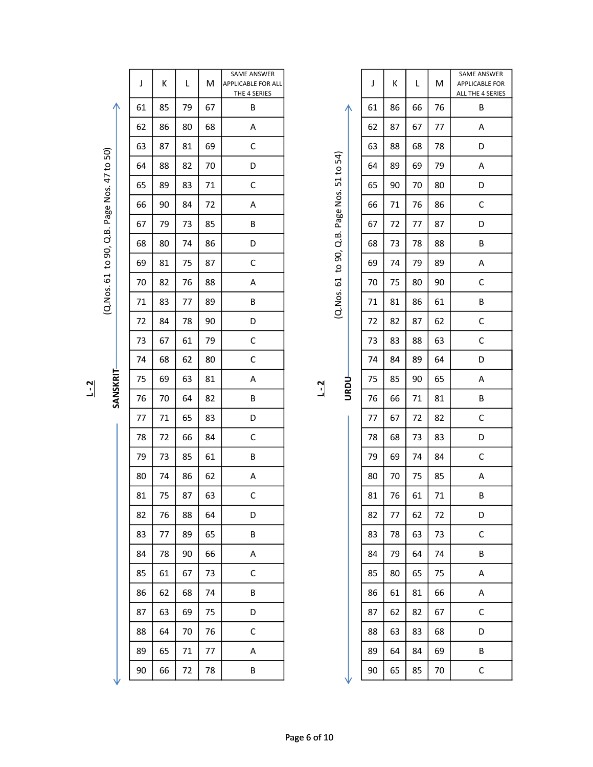**L - 2**

## SANSKRIT

(Q.Nos. 61 to 90, Q.B. Page Nos. 47 to 50)

| J | K | L | M | SAME ANSWER APPLICABLE FOR ALL THE 4 SERIES |
|---|---|---|---|---|
| 61 | 85 | 79 | 67 | B |
| 62 | 86 | 80 | 68 | A |
| 63 | 87 | 81 | 69 | C |
| 64 | 88 | 82 | 70 | D |
| 65 | 89 | 83 | 71 | C |
| 66 | 90 | 84 | 72 | A |
| 67 | 79 | 73 | 85 | B |
| 68 | 80 | 74 | 86 | D |
| 69 | 81 | 75 | 87 | C |
| 70 | 82 | 76 | 88 | A |
| 71 | 83 | 77 | 89 | B |
| 72 | 84 | 78 | 90 | D |
| 73 | 67 | 61 | 79 | C |
| 74 | 68 | 62 | 80 | C |
| 75 | 69 | 63 | 81 | A |
| 76 | 70 | 64 | 82 | B |
| 77 | 71 | 65 | 83 | D |
| 78 | 72 | 66 | 84 | C |
| 79 | 73 | 85 | 61 | B |
| 80 | 74 | 86 | 62 | A |
| 81 | 75 | 87 | 63 | C |
| 82 | 76 | 88 | 64 | D |
| 83 | 77 | 89 | 65 | B |
| 84 | 78 | 90 | 66 | A |
| 85 | 61 | 67 | 73 | C |
| 86 | 62 | 68 | 74 | B |
| 87 | 63 | 69 | 75 | D |
| 88 | 64 | 70 | 76 | C |
| 89 | 65 | 71 | 77 | A |
| 90 | 66 | 72 | 78 | B |

**L - 2**

## URDU

(Q.Nos. 61 to 90, Q.B. Page Nos. 51 to 54)

| J | K | L | M | SAME ANSWER APPLICABLE FOR ALL THE 4 SERIES |
|---|---|---|---|---|
| 61 | 86 | 66 | 76 | B |
| 62 | 87 | 67 | 77 | A |
| 63 | 88 | 68 | 78 | D |
| 64 | 89 | 69 | 79 | A |
| 65 | 90 | 70 | 80 | D |
| 66 | 71 | 76 | 86 | C |
| 67 | 72 | 77 | 87 | D |
| 68 | 73 | 78 | 88 | B |
| 69 | 74 | 79 | 89 | A |
| 70 | 75 | 80 | 90 | C |
| 71 | 81 | 86 | 61 | B |
| 72 | 82 | 87 | 62 | C |
| 73 | 83 | 88 | 63 | C |
| 74 | 84 | 89 | 64 | D |
| 75 | 85 | 90 | 65 | A |
| 76 | 66 | 71 | 81 | B |
| 77 | 67 | 72 | 82 | C |
| 78 | 68 | 73 | 83 | D |
| 79 | 69 | 74 | 84 | C |
| 80 | 70 | 75 | 85 | A |
| 81 | 76 | 61 | 71 | B |
| 82 | 77 | 62 | 72 | D |
| 83 | 78 | 63 | 73 | C |
| 84 | 79 | 64 | 74 | B |
| 85 | 80 | 65 | 75 | A |
| 86 | 61 | 81 | 66 | A |
| 87 | 62 | 82 | 67 | C |
| 88 | 63 | 83 | 68 | D |
| 89 | 64 | 84 | 69 | B |
| 90 | 65 | 85 | 70 | C |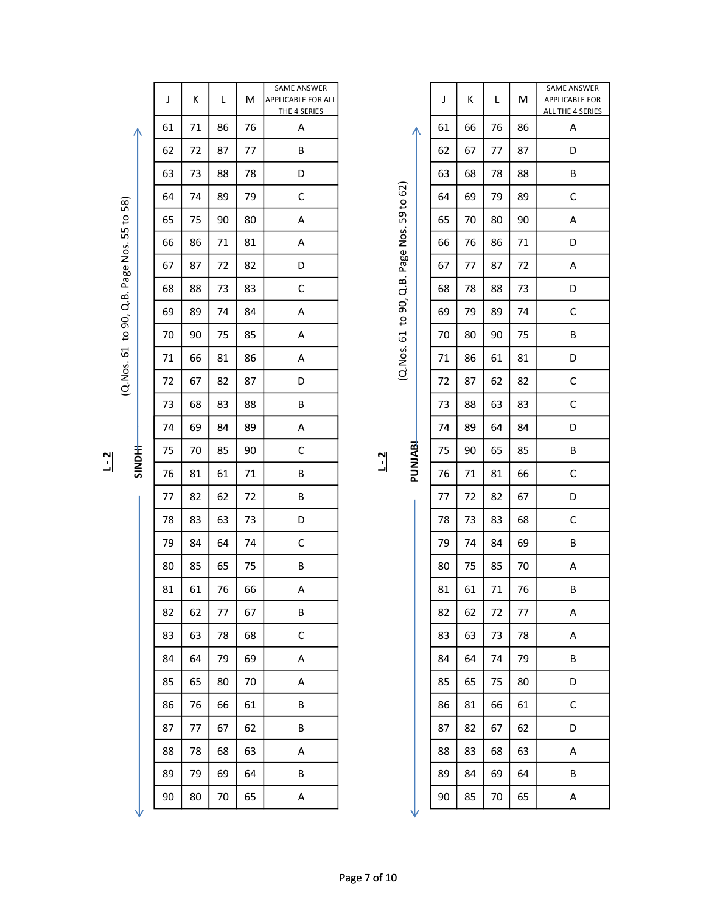## L - 2 SINDHI

(Q.Nos. 61 to 90, Q.B. Page Nos. 55 to 58)

| J | K | L | M | SAME ANSWER APPLICABLE FOR ALL THE 4 SERIES |
|---|---|---|---|---|
| 61 | 71 | 86 | 76 | A |
| 62 | 72 | 87 | 77 | B |
| 63 | 73 | 88 | 78 | D |
| 64 | 74 | 89 | 79 | C |
| 65 | 75 | 90 | 80 | A |
| 66 | 86 | 71 | 81 | A |
| 67 | 87 | 72 | 82 | D |
| 68 | 88 | 73 | 83 | C |
| 69 | 89 | 74 | 84 | A |
| 70 | 90 | 75 | 85 | A |
| 71 | 66 | 81 | 86 | A |
| 72 | 67 | 82 | 87 | D |
| 73 | 68 | 83 | 88 | B |
| 74 | 69 | 84 | 89 | A |
| 75 | 70 | 85 | 90 | C |
| 76 | 81 | 61 | 71 | B |
| 77 | 82 | 62 | 72 | B |
| 78 | 83 | 63 | 73 | D |
| 79 | 84 | 64 | 74 | C |
| 80 | 85 | 65 | 75 | B |
| 81 | 61 | 76 | 66 | A |
| 82 | 62 | 77 | 67 | B |
| 83 | 63 | 78 | 68 | C |
| 84 | 64 | 79 | 69 | A |
| 85 | 65 | 80 | 70 | A |
| 86 | 76 | 66 | 61 | B |
| 87 | 77 | 67 | 62 | B |
| 88 | 78 | 68 | 63 | A |
| 89 | 79 | 69 | 64 | B |
| 90 | 80 | 70 | 65 | A |

## L - 2 PUNJABI

(Q.Nos. 61 to 90, Q.B. Page Nos. 59 to 62)

| J | K | L | M | SAME ANSWER APPLICABLE FOR ALL THE 4 SERIES |
|---|---|---|---|---|
| 61 | 66 | 76 | 86 | A |
| 62 | 67 | 77 | 87 | D |
| 63 | 68 | 78 | 88 | B |
| 64 | 69 | 79 | 89 | C |
| 65 | 70 | 80 | 90 | A |
| 66 | 76 | 86 | 71 | D |
| 67 | 77 | 87 | 72 | A |
| 68 | 78 | 88 | 73 | D |
| 69 | 79 | 89 | 74 | C |
| 70 | 80 | 90 | 75 | B |
| 71 | 86 | 61 | 81 | D |
| 72 | 87 | 62 | 82 | C |
| 73 | 88 | 63 | 83 | C |
| 74 | 89 | 64 | 84 | D |
| 75 | 90 | 65 | 85 | B |
| 76 | 71 | 81 | 66 | C |
| 77 | 72 | 82 | 67 | D |
| 78 | 73 | 83 | 68 | C |
| 79 | 74 | 84 | 69 | B |
| 80 | 75 | 85 | 70 | A |
| 81 | 61 | 71 | 76 | B |
| 82 | 62 | 72 | 77 | A |
| 83 | 63 | 73 | 78 | A |
| 84 | 64 | 74 | 79 | B |
| 85 | 65 | 75 | 80 | D |
| 86 | 81 | 66 | 61 | C |
| 87 | 82 | 67 | 62 | D |
| 88 | 83 | 68 | 63 | A |
| 89 | 84 | 69 | 64 | B |
| 90 | 85 | 70 | 65 | A |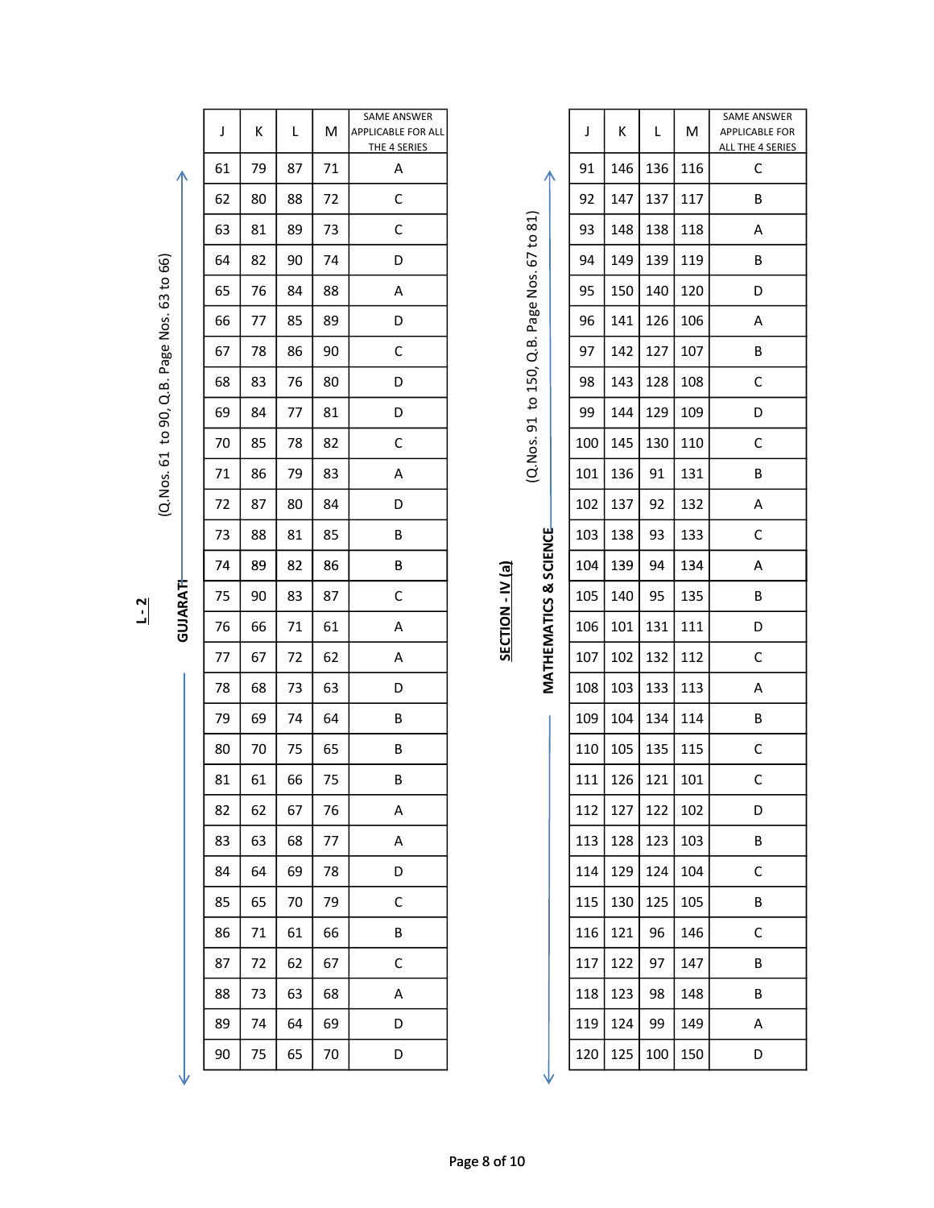## L - 2

### GUJARATI (Q.Nos. 61 to 90, Q.B. Page Nos. 63 to 66)

| J | K | L | M | SAME ANSWER APPLICABLE FOR ALL THE 4 SERIES |
|---|---|---|---|---|
| 61 | 79 | 87 | 71 | A |
| 62 | 80 | 88 | 72 | C |
| 63 | 81 | 89 | 73 | C |
| 64 | 82 | 90 | 74 | D |
| 65 | 76 | 84 | 88 | A |
| 66 | 77 | 85 | 89 | D |
| 67 | 78 | 86 | 90 | C |
| 68 | 83 | 76 | 80 | D |
| 69 | 84 | 77 | 81 | D |
| 70 | 85 | 78 | 82 | C |
| 71 | 86 | 79 | 83 | A |
| 72 | 87 | 80 | 84 | D |
| 73 | 88 | 81 | 85 | B |
| 74 | 89 | 82 | 86 | B |
| 75 | 90 | 83 | 87 | C |
| 76 | 66 | 71 | 61 | A |
| 77 | 67 | 72 | 62 | A |
| 78 | 68 | 73 | 63 | D |
| 79 | 69 | 74 | 64 | B |
| 80 | 70 | 75 | 65 | B |
| 81 | 61 | 66 | 75 | B |
| 82 | 62 | 67 | 76 | A |
| 83 | 63 | 68 | 77 | A |
| 84 | 64 | 69 | 78 | D |
| 85 | 65 | 70 | 79 | C |
| 86 | 71 | 61 | 66 | B |
| 87 | 72 | 62 | 67 | C |
| 88 | 73 | 63 | 68 | A |
| 89 | 74 | 64 | 69 | D |
| 90 | 75 | 65 | 70 | D |

## SECTION - IV (a)

### MATHEMATICS & SCIENCE (Q.Nos. 91 to 150, Q.B. Page Nos. 67 to 81)

| J | K | L | M | SAME ANSWER APPLICABLE FOR ALL THE 4 SERIES |
|---|---|---|---|---|
| 91 | 146 | 136 | 116 | C |
| 92 | 147 | 137 | 117 | B |
| 93 | 148 | 138 | 118 | A |
| 94 | 149 | 139 | 119 | B |
| 95 | 150 | 140 | 120 | D |
| 96 | 141 | 126 | 106 | A |
| 97 | 142 | 127 | 107 | B |
| 98 | 143 | 128 | 108 | C |
| 99 | 144 | 129 | 109 | D |
| 100 | 145 | 130 | 110 | C |
| 101 | 136 | 91 | 131 | B |
| 102 | 137 | 92 | 132 | A |
| 103 | 138 | 93 | 133 | C |
| 104 | 139 | 94 | 134 | A |
| 105 | 140 | 95 | 135 | B |
| 106 | 101 | 131 | 111 | D |
| 107 | 102 | 132 | 112 | C |
| 108 | 103 | 133 | 113 | A |
| 109 | 104 | 134 | 114 | B |
| 110 | 105 | 135 | 115 | C |
| 111 | 126 | 121 | 101 | C |
| 112 | 127 | 122 | 102 | D |
| 113 | 128 | 123 | 103 | B |
| 114 | 129 | 124 | 104 | C |
| 115 | 130 | 125 | 105 | B |
| 116 | 121 | 96 | 146 | C |
| 117 | 122 | 97 | 147 | B |
| 118 | 123 | 98 | 148 | B |
| 119 | 124 | 99 | 149 | A |
| 120 | 125 | 100 | 150 | D |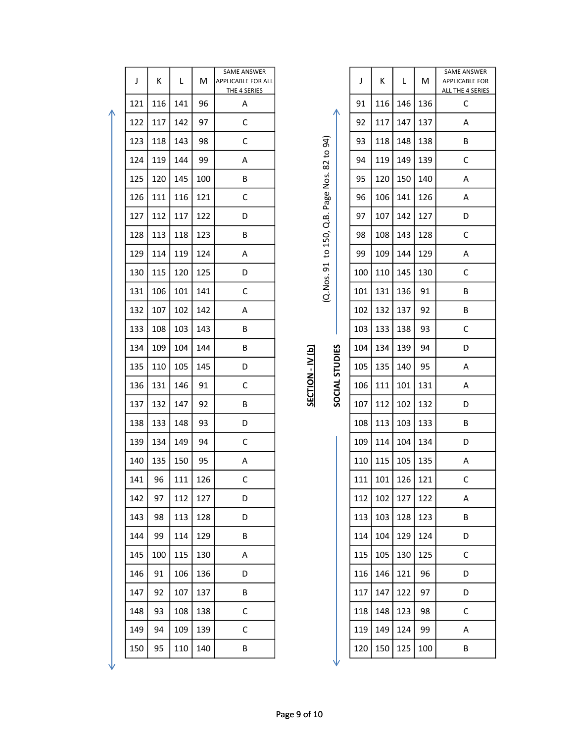## SECTION - IV (b) SOCIAL STUDIES

(Q.Nos. 91 to 150, Q.B. Page Nos. 82 to 94)

| J | K | L | M | SAME ANSWER APPLICABLE FOR ALL THE 4 SERIES |
|---|---|---|---|---|
| 91 | 116 | 146 | 136 | C |
| 92 | 117 | 147 | 137 | A |
| 93 | 118 | 148 | 138 | B |
| 94 | 119 | 149 | 139 | C |
| 95 | 120 | 150 | 140 | A |
| 96 | 106 | 141 | 126 | A |
| 97 | 107 | 142 | 127 | D |
| 98 | 108 | 143 | 128 | C |
| 99 | 109 | 144 | 129 | A |
| 100 | 110 | 145 | 130 | C |
| 101 | 131 | 136 | 91 | B |
| 102 | 132 | 137 | 92 | B |
| 103 | 133 | 138 | 93 | C |
| 104 | 134 | 139 | 94 | D |
| 105 | 135 | 140 | 95 | A |
| 106 | 111 | 101 | 131 | A |
| 107 | 112 | 102 | 132 | D |
| 108 | 113 | 103 | 133 | B |
| 109 | 114 | 104 | 134 | D |
| 110 | 115 | 105 | 135 | A |
| 111 | 101 | 126 | 121 | C |
| 112 | 102 | 127 | 122 | A |
| 113 | 103 | 128 | 123 | B |
| 114 | 104 | 129 | 124 | D |
| 115 | 105 | 130 | 125 | C |
| 116 | 146 | 121 | 96 | D |
| 117 | 147 | 122 | 97 | D |
| 118 | 148 | 123 | 98 | C |
| 119 | 149 | 124 | 99 | A |
| 120 | 150 | 125 | 100 | B |
| 121 | 116 | 141 | 96 | A |
| 122 | 117 | 142 | 97 | C |
| 123 | 118 | 143 | 98 | C |
| 124 | 119 | 144 | 99 | A |
| 125 | 120 | 145 | 100 | B |
| 126 | 111 | 116 | 121 | C |
| 127 | 112 | 117 | 122 | D |
| 128 | 113 | 118 | 123 | B |
| 129 | 114 | 119 | 124 | A |
| 130 | 115 | 120 | 125 | D |
| 131 | 106 | 101 | 141 | C |
| 132 | 107 | 102 | 142 | A |
| 133 | 108 | 103 | 143 | B |
| 134 | 109 | 104 | 144 | B |
| 135 | 110 | 105 | 145 | D |
| 136 | 131 | 146 | 91 | C |
| 137 | 132 | 147 | 92 | B |
| 138 | 133 | 148 | 93 | D |
| 139 | 134 | 149 | 94 | C |
| 140 | 135 | 150 | 95 | A |
| 141 | 96 | 111 | 126 | C |
| 142 | 97 | 112 | 127 | D |
| 143 | 98 | 113 | 128 | D |
| 144 | 99 | 114 | 129 | B |
| 145 | 100 | 115 | 130 | A |
| 146 | 91 | 106 | 136 | D |
| 147 | 92 | 107 | 137 | B |
| 148 | 93 | 108 | 138 | C |
| 149 | 94 | 109 | 139 | C |
| 150 | 95 | 110 | 140 | B |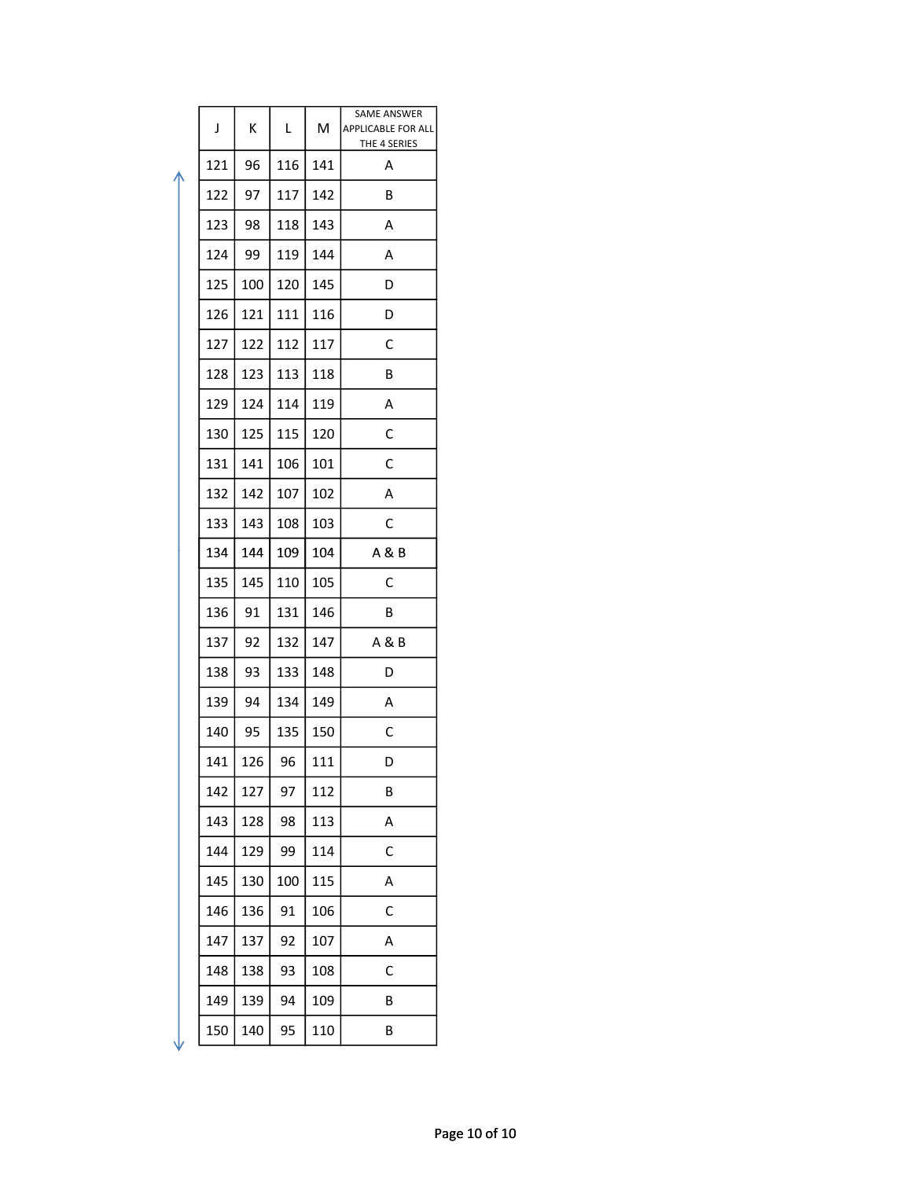| J | K | L | M | SAME ANSWER APPLICABLE FOR ALL THE 4 SERIES |
|---|---|---|---|---|
| 121 | 96 | 116 | 141 | A |
| 122 | 97 | 117 | 142 | B |
| 123 | 98 | 118 | 143 | A |
| 124 | 99 | 119 | 144 | A |
| 125 | 100 | 120 | 145 | D |
| 126 | 121 | 111 | 116 | D |
| 127 | 122 | 112 | 117 | C |
| 128 | 123 | 113 | 118 | B |
| 129 | 124 | 114 | 119 | A |
| 130 | 125 | 115 | 120 | C |
| 131 | 141 | 106 | 101 | C |
| 132 | 142 | 107 | 102 | A |
| 133 | 143 | 108 | 103 | C |
| 134 | 144 | 109 | 104 | A & B |
| 135 | 145 | 110 | 105 | C |
| 136 | 91 | 131 | 146 | B |
| 137 | 92 | 132 | 147 | A & B |
| 138 | 93 | 133 | 148 | D |
| 139 | 94 | 134 | 149 | A |
| 140 | 95 | 135 | 150 | C |
| 141 | 126 | 96 | 111 | D |
| 142 | 127 | 97 | 112 | B |
| 143 | 128 | 98 | 113 | A |
| 144 | 129 | 99 | 114 | C |
| 145 | 130 | 100 | 115 | A |
| 146 | 136 | 91 | 106 | C |
| 147 | 137 | 92 | 107 | A |
| 148 | 138 | 93 | 108 | C |
| 149 | 139 | 94 | 109 | B |
| 150 | 140 | 95 | 110 | B |